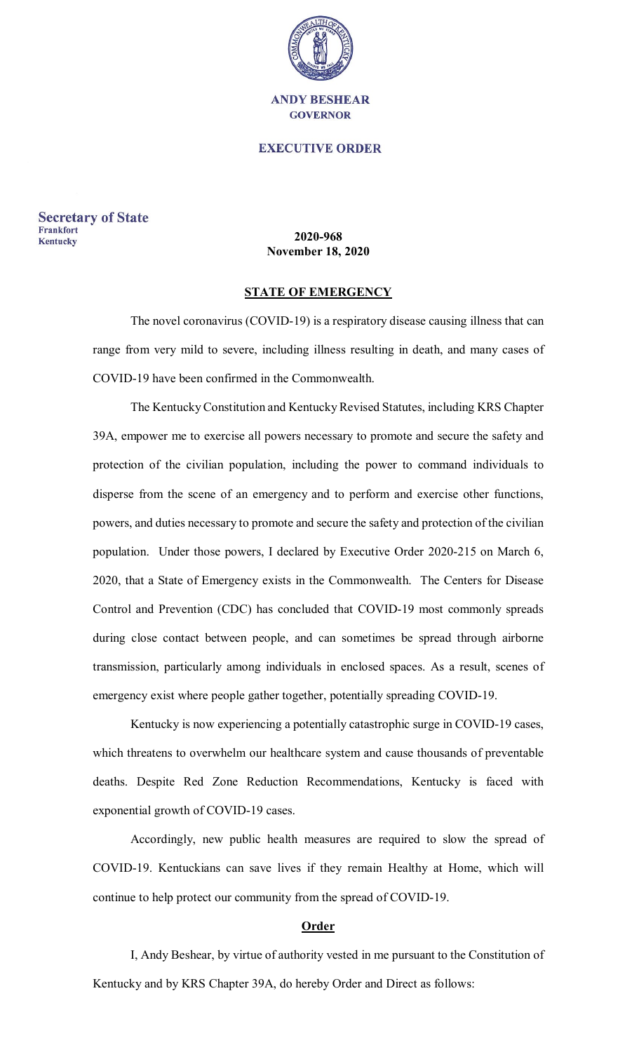**ANDY BESHEAR**
**GOVERNOR**

# EXECUTIVE ORDER

**Secretary of State**
**Frankfort**
**Kentucky**

**2020-968**
**November 18, 2020**

## STATE OF EMERGENCY

The novel coronavirus (COVID-19) is a respiratory disease causing illness that can range from very mild to severe, including illness resulting in death, and many cases of COVID-19 have been confirmed in the Commonwealth.

The Kentucky Constitution and Kentucky Revised Statutes, including KRS Chapter 39A, empower me to exercise all powers necessary to promote and secure the safety and protection of the civilian population, including the power to command individuals to disperse from the scene of an emergency and to perform and exercise other functions, powers, and duties necessary to promote and secure the safety and protection of the civilian population. Under those powers, I declared by Executive Order 2020-215 on March 6, 2020, that a State of Emergency exists in the Commonwealth. The Centers for Disease Control and Prevention (CDC) has concluded that COVID-19 most commonly spreads during close contact between people, and can sometimes be spread through airborne transmission, particularly among individuals in enclosed spaces. As a result, scenes of emergency exist where people gather together, potentially spreading COVID-19.

Kentucky is now experiencing a potentially catastrophic surge in COVID-19 cases, which threatens to overwhelm our healthcare system and cause thousands of preventable deaths. Despite Red Zone Reduction Recommendations, Kentucky is faced with exponential growth of COVID-19 cases.

Accordingly, new public health measures are required to slow the spread of COVID-19. Kentuckians can save lives if they remain Healthy at Home, which will continue to help protect our community from the spread of COVID-19.

## Order

I, Andy Beshear, by virtue of authority vested in me pursuant to the Constitution of Kentucky and by KRS Chapter 39A, do hereby Order and Direct as follows: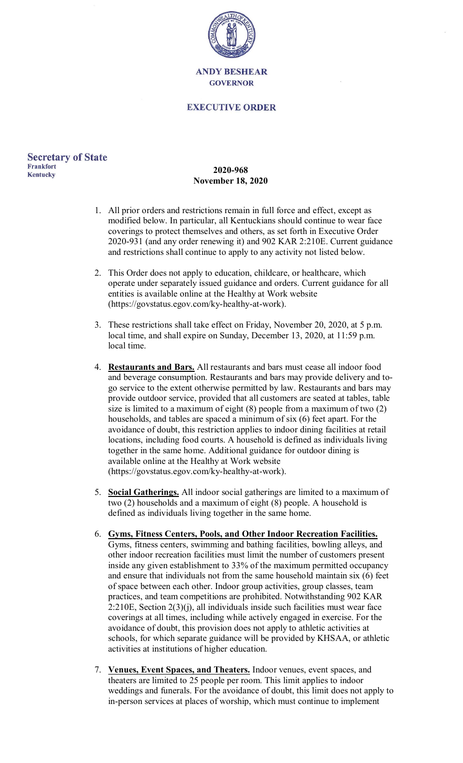**ANDY BESHEAR**
**GOVERNOR**

**EXECUTIVE ORDER**

**Secretary of State**
**Frankfort**
**Kentucky**

**2020-968**
**November 18, 2020**

1. All prior orders and restrictions remain in full force and effect, except as modified below. In particular, all Kentuckians should continue to wear face coverings to protect themselves and others, as set forth in Executive Order 2020-931 (and any order renewing it) and 902 KAR 2:210E. Current guidance and restrictions shall continue to apply to any activity not listed below.

2. This Order does not apply to education, childcare, or healthcare, which operate under separately issued guidance and orders. Current guidance for all entities is available online at the Healthy at Work website (https://govstatus.egov.com/ky-healthy-at-work).

3. These restrictions shall take effect on Friday, November 20, 2020, at 5 p.m. local time, and shall expire on Sunday, December 13, 2020, at 11:59 p.m. local time.

4. **Restaurants and Bars.** All restaurants and bars must cease all indoor food and beverage consumption. Restaurants and bars may provide delivery and to-go service to the extent otherwise permitted by law. Restaurants and bars may provide outdoor service, provided that all customers are seated at tables, table size is limited to a maximum of eight (8) people from a maximum of two (2) households, and tables are spaced a minimum of six (6) feet apart. For the avoidance of doubt, this restriction applies to indoor dining facilities at retail locations, including food courts. A household is defined as individuals living together in the same home. Additional guidance for outdoor dining is available online at the Healthy at Work website (https://govstatus.egov.com/ky-healthy-at-work).

5. **Social Gatherings.** All indoor social gatherings are limited to a maximum of two (2) households and a maximum of eight (8) people. A household is defined as individuals living together in the same home.

6. **Gyms, Fitness Centers, Pools, and Other Indoor Recreation Facilities.** Gyms, fitness centers, swimming and bathing facilities, bowling alleys, and other indoor recreation facilities must limit the number of customers present inside any given establishment to 33% of the maximum permitted occupancy and ensure that individuals not from the same household maintain six (6) feet of space between each other. Indoor group activities, group classes, team practices, and team competitions are prohibited. Notwithstanding 902 KAR 2:210E, Section 2(3)(j), all individuals inside such facilities must wear face coverings at all times, including while actively engaged in exercise. For the avoidance of doubt, this provision does not apply to athletic activities at schools, for which separate guidance will be provided by KHSAA, or athletic activities at institutions of higher education.

7. **Venues, Event Spaces, and Theaters.** Indoor venues, event spaces, and theaters are limited to 25 people per room. This limit applies to indoor weddings and funerals. For the avoidance of doubt, this limit does not apply to in-person services at places of worship, which must continue to implement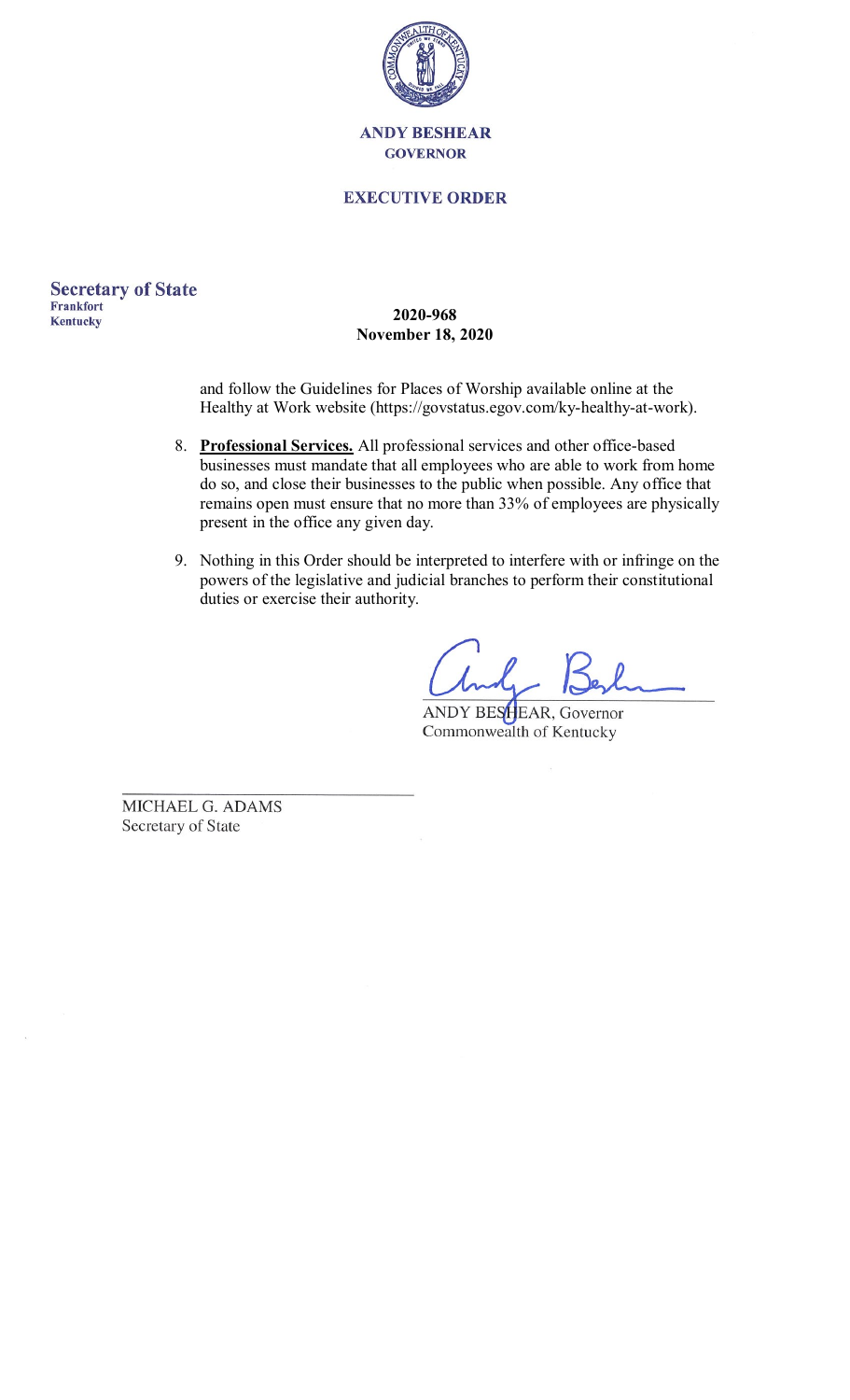**ANDY BESHEAR**
**GOVERNOR**

**EXECUTIVE ORDER**

**Secretary of State**
**Frankfort**
**Kentucky**

**2020-968**
**November 18, 2020**

and follow the Guidelines for Places of Worship available online at the Healthy at Work website (https://govstatus.egov.com/ky-healthy-at-work).

8. **Professional Services.** All professional services and other office-based businesses must mandate that all employees who are able to work from home do so, and close their businesses to the public when possible. Any office that remains open must ensure that no more than 33% of employees are physically present in the office any given day.

9. Nothing in this Order should be interpreted to interfere with or infringe on the powers of the legislative and judicial branches to perform their constitutional duties or exercise their authority.

ANDY BESHEAR, Governor
Commonwealth of Kentucky

MICHAEL G. ADAMS
Secretary of State